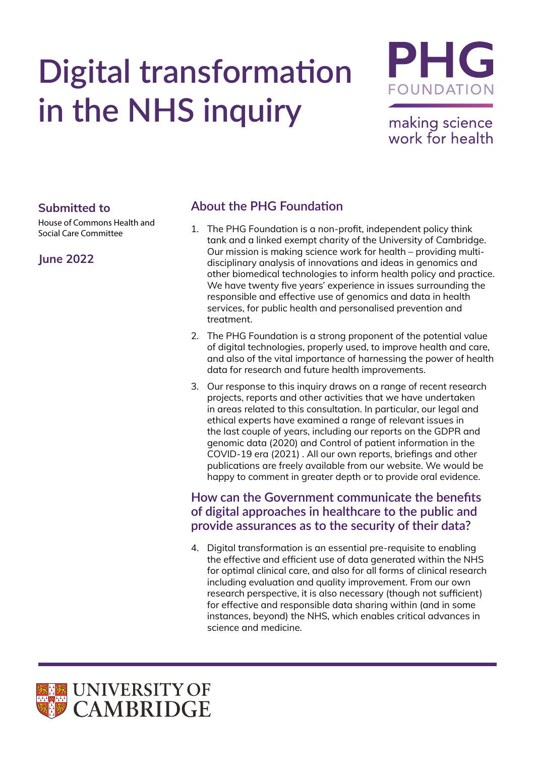# Digital transformation in the NHS inquiry

PHG FOUNDATION

making science work for health

**Submitted to**

House of Commons Health and Social Care Committee

**June 2022**

## About the PHG Foundation

1. The PHG Foundation is a non-profit, independent policy think tank and a linked exempt charity of the University of Cambridge. Our mission is making science work for health – providing multi-disciplinary analysis of innovations and ideas in genomics and other biomedical technologies to inform health policy and practice. We have twenty five years' experience in issues surrounding the responsible and effective use of genomics and data in health services, for public health and personalised prevention and treatment.
2. The PHG Foundation is a strong proponent of the potential value of digital technologies, properly used, to improve health and care, and also of the vital importance of harnessing the power of health data for research and future health improvements.
3. Our response to this inquiry draws on a range of recent research projects, reports and other activities that we have undertaken in areas related to this consultation. In particular, our legal and ethical experts have examined a range of relevant issues in the last couple of years, including our reports on the GDPR and genomic data (2020) and Control of patient information in the COVID-19 era (2021) . All our own reports, briefings and other publications are freely available from our website. We would be happy to comment in greater depth or to provide oral evidence.

## How can the Government communicate the benefits of digital approaches in healthcare to the public and provide assurances as to the security of their data?

4. Digital transformation is an essential pre-requisite to enabling the effective and efficient use of data generated within the NHS for optimal clinical care, and also for all forms of clinical research including evaluation and quality improvement. From our own research perspective, it is also necessary (though not sufficient) for effective and responsible data sharing within (and in some instances, beyond) the NHS, which enables critical advances in science and medicine.

UNIVERSITY OF CAMBRIDGE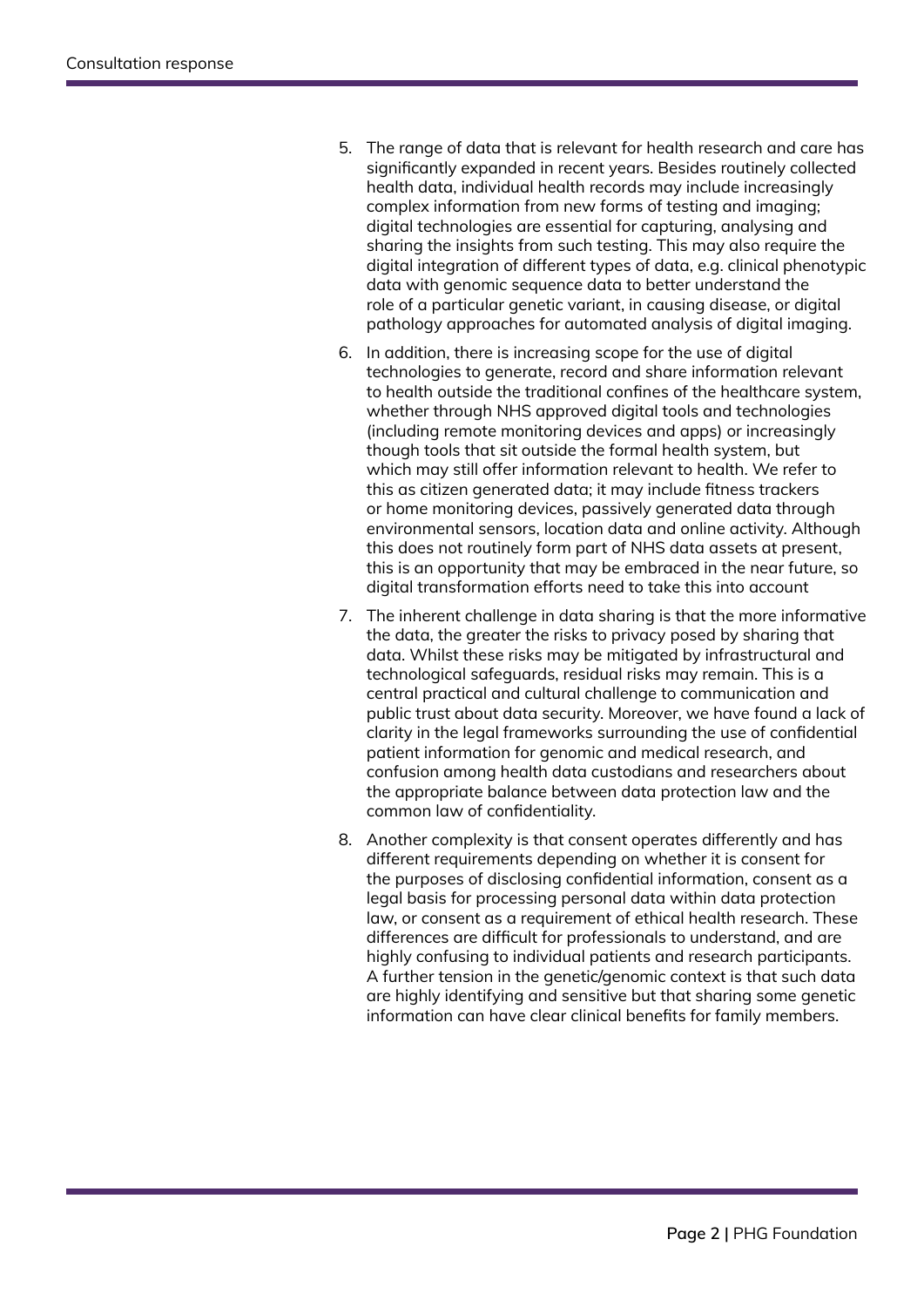5. The range of data that is relevant for health research and care has significantly expanded in recent years. Besides routinely collected health data, individual health records may include increasingly complex information from new forms of testing and imaging; digital technologies are essential for capturing, analysing and sharing the insights from such testing. This may also require the digital integration of different types of data, e.g. clinical phenotypic data with genomic sequence data to better understand the role of a particular genetic variant, in causing disease, or digital pathology approaches for automated analysis of digital imaging.

6. In addition, there is increasing scope for the use of digital technologies to generate, record and share information relevant to health outside the traditional confines of the healthcare system, whether through NHS approved digital tools and technologies (including remote monitoring devices and apps) or increasingly though tools that sit outside the formal health system, but which may still offer information relevant to health. We refer to this as citizen generated data; it may include fitness trackers or home monitoring devices, passively generated data through environmental sensors, location data and online activity. Although this does not routinely form part of NHS data assets at present, this is an opportunity that may be embraced in the near future, so digital transformation efforts need to take this into account

7. The inherent challenge in data sharing is that the more informative the data, the greater the risks to privacy posed by sharing that data. Whilst these risks may be mitigated by infrastructural and technological safeguards, residual risks may remain. This is a central practical and cultural challenge to communication and public trust about data security. Moreover, we have found a lack of clarity in the legal frameworks surrounding the use of confidential patient information for genomic and medical research, and confusion among health data custodians and researchers about the appropriate balance between data protection law and the common law of confidentiality.

8. Another complexity is that consent operates differently and has different requirements depending on whether it is consent for the purposes of disclosing confidential information, consent as a legal basis for processing personal data within data protection law, or consent as a requirement of ethical health research. These differences are difficult for professionals to understand, and are highly confusing to individual patients and research participants. A further tension in the genetic/genomic context is that such data are highly identifying and sensitive but that sharing some genetic information can have clear clinical benefits for family members.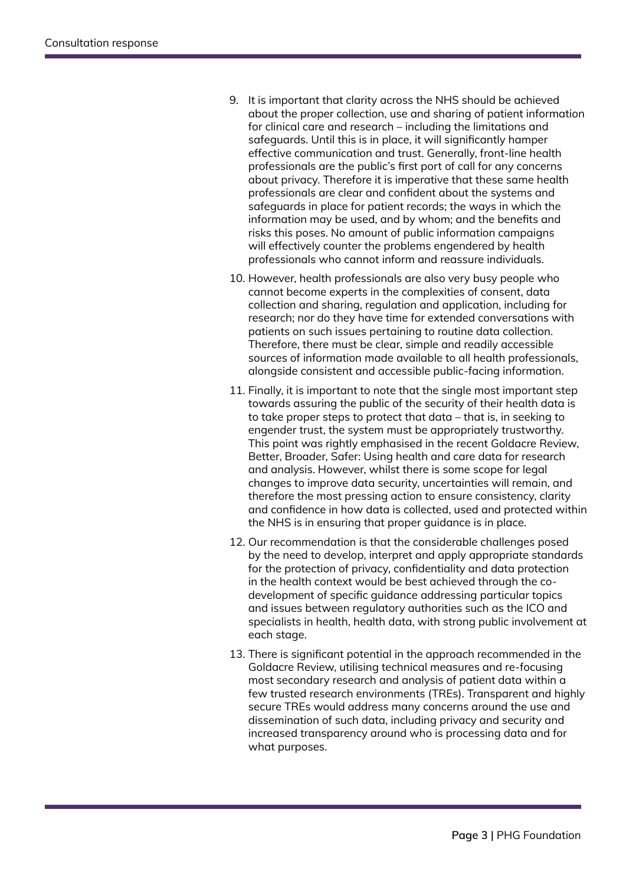9. It is important that clarity across the NHS should be achieved about the proper collection, use and sharing of patient information for clinical care and research – including the limitations and safeguards. Until this is in place, it will significantly hamper effective communication and trust. Generally, front-line health professionals are the public's first port of call for any concerns about privacy. Therefore it is imperative that these same health professionals are clear and confident about the systems and safeguards in place for patient records; the ways in which the information may be used, and by whom; and the benefits and risks this poses. No amount of public information campaigns will effectively counter the problems engendered by health professionals who cannot inform and reassure individuals.

10. However, health professionals are also very busy people who cannot become experts in the complexities of consent, data collection and sharing, regulation and application, including for research; nor do they have time for extended conversations with patients on such issues pertaining to routine data collection. Therefore, there must be clear, simple and readily accessible sources of information made available to all health professionals, alongside consistent and accessible public-facing information.

11. Finally, it is important to note that the single most important step towards assuring the public of the security of their health data is to take proper steps to protect that data – that is, in seeking to engender trust, the system must be appropriately trustworthy. This point was rightly emphasised in the recent Goldacre Review, Better, Broader, Safer: Using health and care data for research and analysis. However, whilst there is some scope for legal changes to improve data security, uncertainties will remain, and therefore the most pressing action to ensure consistency, clarity and confidence in how data is collected, used and protected within the NHS is in ensuring that proper guidance is in place.

12. Our recommendation is that the considerable challenges posed by the need to develop, interpret and apply appropriate standards for the protection of privacy, confidentiality and data protection in the health context would be best achieved through the co-development of specific guidance addressing particular topics and issues between regulatory authorities such as the ICO and specialists in health, health data, with strong public involvement at each stage.

13. There is significant potential in the approach recommended in the Goldacre Review, utilising technical measures and re-focusing most secondary research and analysis of patient data within a few trusted research environments (TREs). Transparent and highly secure TREs would address many concerns around the use and dissemination of such data, including privacy and security and increased transparency around who is processing data and for what purposes.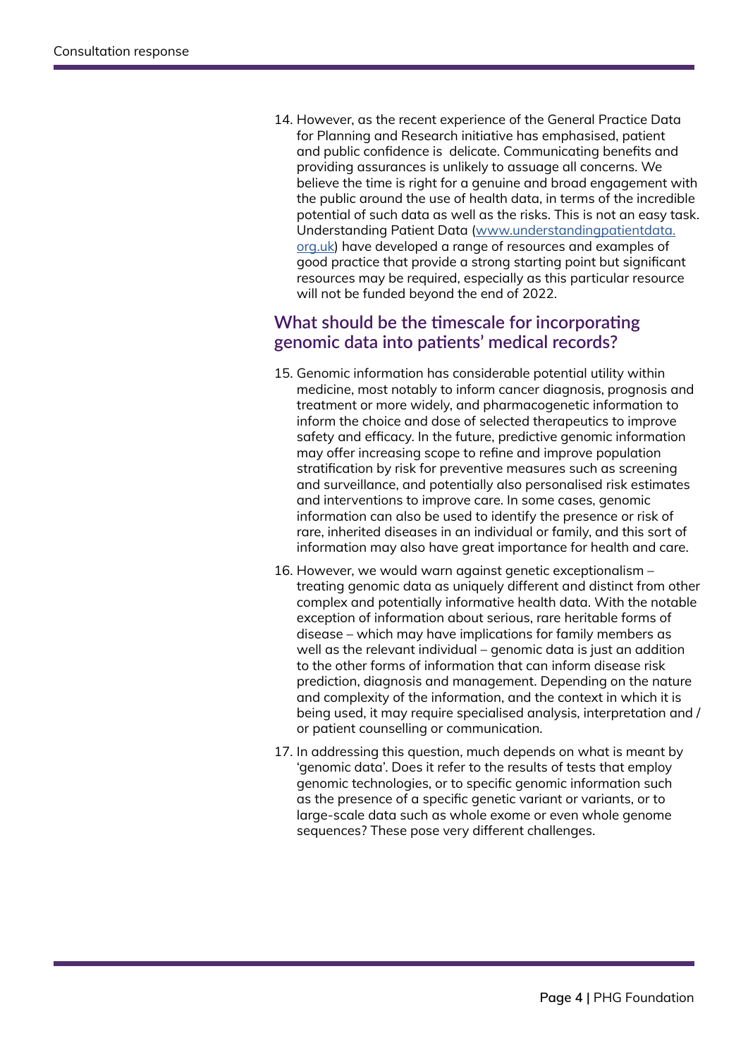14. However, as the recent experience of the General Practice Data for Planning and Research initiative has emphasised, patient and public confidence is delicate. Communicating benefits and providing assurances is unlikely to assuage all concerns. We believe the time is right for a genuine and broad engagement with the public around the use of health data, in terms of the incredible potential of such data as well as the risks. This is not an easy task. Understanding Patient Data ([www.understandingpatientdata.org.uk](http://www.understandingpatientdata.org.uk)) have developed a range of resources and examples of good practice that provide a strong starting point but significant resources may be required, especially as this particular resource will not be funded beyond the end of 2022.

## What should be the timescale for incorporating genomic data into patients' medical records?

15. Genomic information has considerable potential utility within medicine, most notably to inform cancer diagnosis, prognosis and treatment or more widely, and pharmacogenetic information to inform the choice and dose of selected therapeutics to improve safety and efficacy. In the future, predictive genomic information may offer increasing scope to refine and improve population stratification by risk for preventive measures such as screening and surveillance, and potentially also personalised risk estimates and interventions to improve care. In some cases, genomic information can also be used to identify the presence or risk of rare, inherited diseases in an individual or family, and this sort of information may also have great importance for health and care.

16. However, we would warn against genetic exceptionalism – treating genomic data as uniquely different and distinct from other complex and potentially informative health data. With the notable exception of information about serious, rare heritable forms of disease – which may have implications for family members as well as the relevant individual – genomic data is just an addition to the other forms of information that can inform disease risk prediction, diagnosis and management. Depending on the nature and complexity of the information, and the context in which it is being used, it may require specialised analysis, interpretation and / or patient counselling or communication.

17. In addressing this question, much depends on what is meant by 'genomic data'. Does it refer to the results of tests that employ genomic technologies, or to specific genomic information such as the presence of a specific genetic variant or variants, or to large-scale data such as whole exome or even whole genome sequences? These pose very different challenges.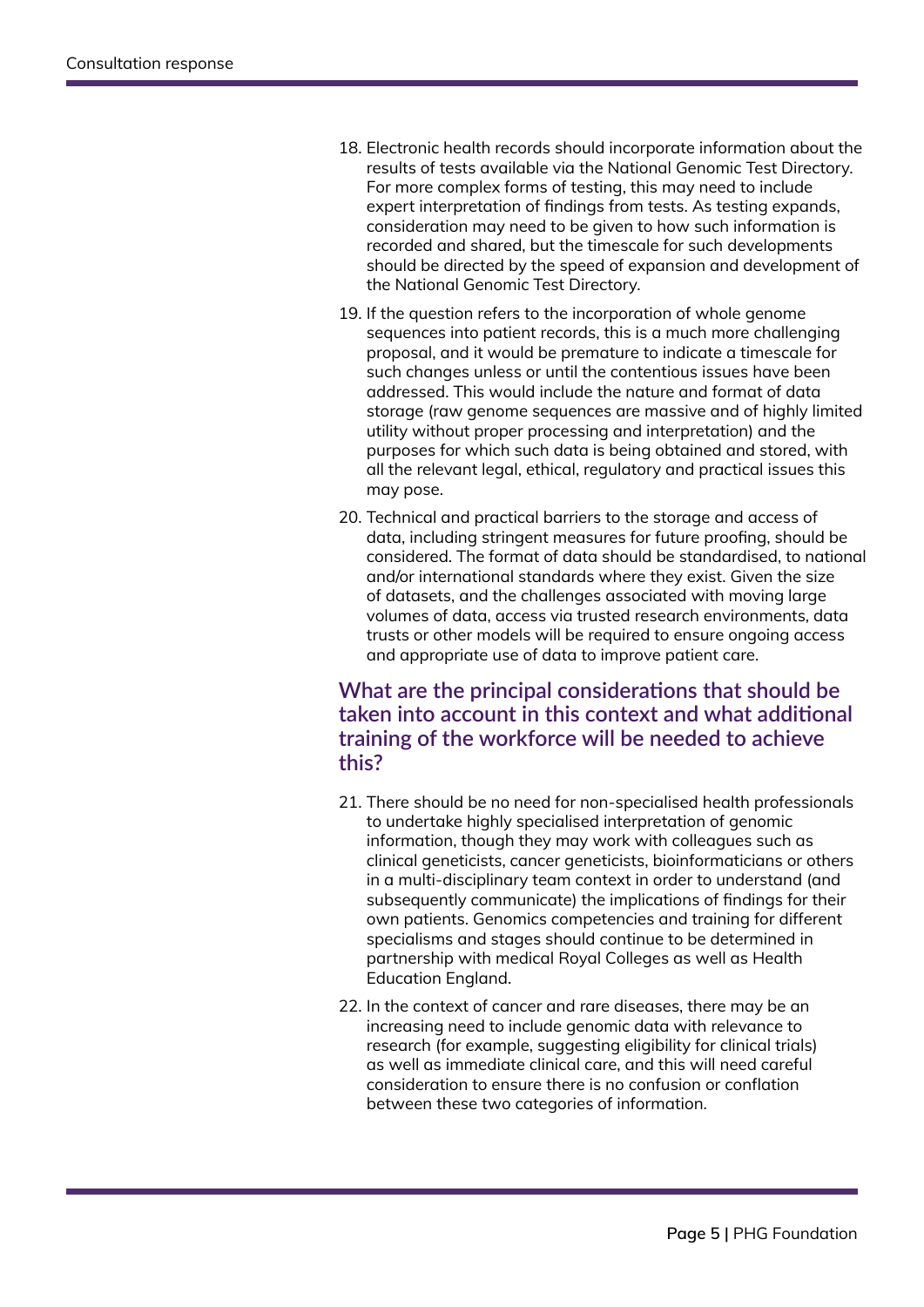18. Electronic health records should incorporate information about the results of tests available via the National Genomic Test Directory. For more complex forms of testing, this may need to include expert interpretation of findings from tests. As testing expands, consideration may need to be given to how such information is recorded and shared, but the timescale for such developments should be directed by the speed of expansion and development of the National Genomic Test Directory.

19. If the question refers to the incorporation of whole genome sequences into patient records, this is a much more challenging proposal, and it would be premature to indicate a timescale for such changes unless or until the contentious issues have been addressed. This would include the nature and format of data storage (raw genome sequences are massive and of highly limited utility without proper processing and interpretation) and the purposes for which such data is being obtained and stored, with all the relevant legal, ethical, regulatory and practical issues this may pose.

20. Technical and practical barriers to the storage and access of data, including stringent measures for future proofing, should be considered. The format of data should be standardised, to national and/or international standards where they exist. Given the size of datasets, and the challenges associated with moving large volumes of data, access via trusted research environments, data trusts or other models will be required to ensure ongoing access and appropriate use of data to improve patient care.

## What are the principal considerations that should be taken into account in this context and what additional training of the workforce will be needed to achieve this?

21. There should be no need for non-specialised health professionals to undertake highly specialised interpretation of genomic information, though they may work with colleagues such as clinical geneticists, cancer geneticists, bioinformaticians or others in a multi-disciplinary team context in order to understand (and subsequently communicate) the implications of findings for their own patients. Genomics competencies and training for different specialisms and stages should continue to be determined in partnership with medical Royal Colleges as well as Health Education England.

22. In the context of cancer and rare diseases, there may be an increasing need to include genomic data with relevance to research (for example, suggesting eligibility for clinical trials) as well as immediate clinical care, and this will need careful consideration to ensure there is no confusion or conflation between these two categories of information.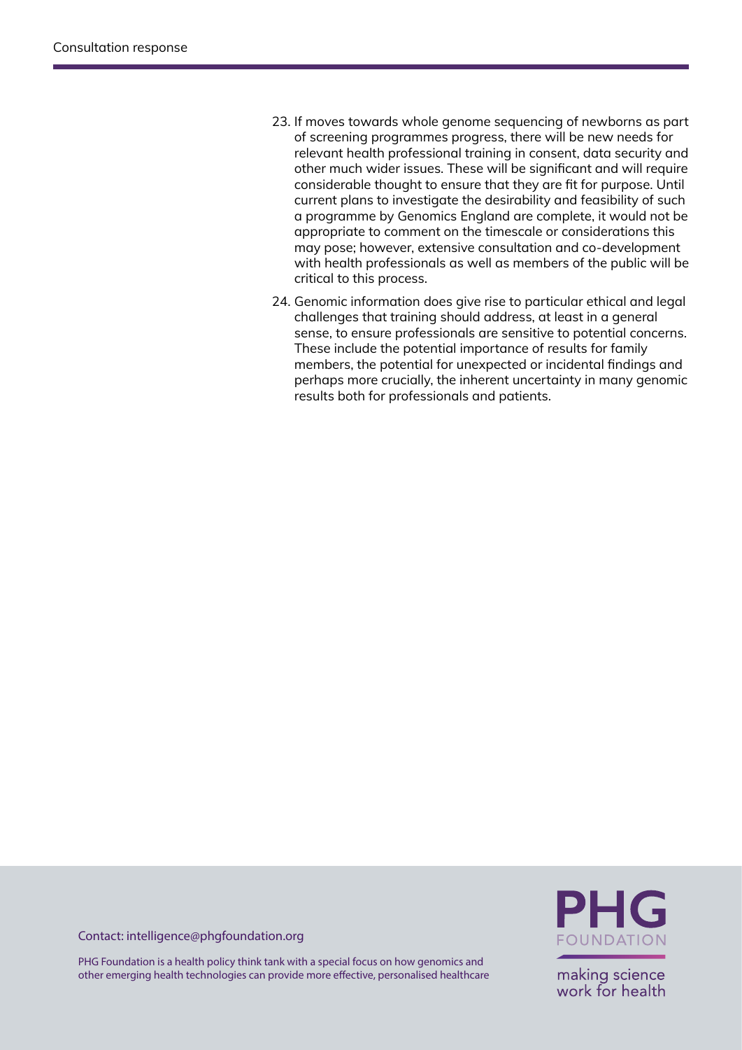23. If moves towards whole genome sequencing of newborns as part of screening programmes progress, there will be new needs for relevant health professional training in consent, data security and other much wider issues. These will be significant and will require considerable thought to ensure that they are fit for purpose. Until current plans to investigate the desirability and feasibility of such a programme by Genomics England are complete, it would not be appropriate to comment on the timescale or considerations this may pose; however, extensive consultation and co-development with health professionals as well as members of the public will be critical to this process.

24. Genomic information does give rise to particular ethical and legal challenges that training should address, at least in a general sense, to ensure professionals are sensitive to potential concerns. These include the potential importance of results for family members, the potential for unexpected or incidental findings and perhaps more crucially, the inherent uncertainty in many genomic results both for professionals and patients.

Contact: intelligence@phgfoundation.org

PHG Foundation is a health policy think tank with a special focus on how genomics and other emerging health technologies can provide more effective, personalised healthcare

PHG FOUNDATION

making science work for health